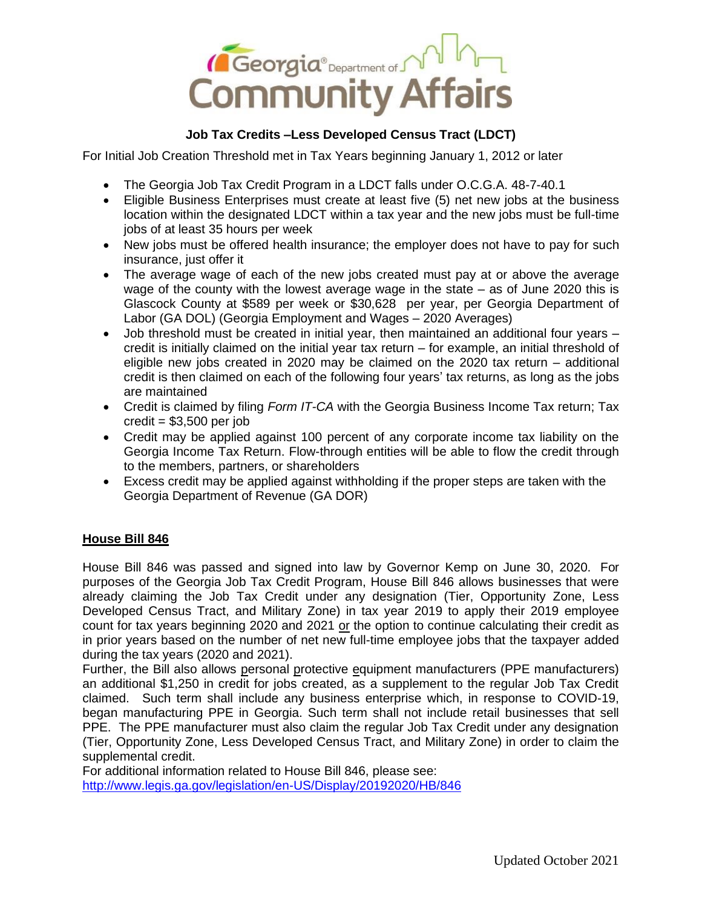Georgia Department of Community Affairs

## Job Tax Credits –Less Developed Census Tract (LDCT)

For Initial Job Creation Threshold met in Tax Years beginning January 1, 2012 or later

- The Georgia Job Tax Credit Program in a LDCT falls under O.C.G.A. 48-7-40.1
- Eligible Business Enterprises must create at least five (5) net new jobs at the business location within the designated LDCT within a tax year and the new jobs must be full-time jobs of at least 35 hours per week
- New jobs must be offered health insurance; the employer does not have to pay for such insurance, just offer it
- The average wage of each of the new jobs created must pay at or above the average wage of the county with the lowest average wage in the state – as of June 2020 this is Glascock County at $589 per week or $30,628 per year, per Georgia Department of Labor (GA DOL) (Georgia Employment and Wages – 2020 Averages)
- Job threshold must be created in initial year, then maintained an additional four years – credit is initially claimed on the initial year tax return – for example, an initial threshold of eligible new jobs created in 2020 may be claimed on the 2020 tax return – additional credit is then claimed on each of the following four years' tax returns, as long as the jobs are maintained
- Credit is claimed by filing *Form IT-CA* with the Georgia Business Income Tax return; Tax credit = $3,500 per job
- Credit may be applied against 100 percent of any corporate income tax liability on the Georgia Income Tax Return. Flow-through entities will be able to flow the credit through to the members, partners, or shareholders
- Excess credit may be applied against withholding if the proper steps are taken with the Georgia Department of Revenue (GA DOR)

### House Bill 846

House Bill 846 was passed and signed into law by Governor Kemp on June 30, 2020. For purposes of the Georgia Job Tax Credit Program, House Bill 846 allows businesses that were already claiming the Job Tax Credit under any designation (Tier, Opportunity Zone, Less Developed Census Tract, and Military Zone) in tax year 2019 to apply their 2019 employee count for tax years beginning 2020 and 2021 or the option to continue calculating their credit as in prior years based on the number of net new full-time employee jobs that the taxpayer added during the tax years (2020 and 2021).

Further, the Bill also allows personal protective equipment manufacturers (PPE manufacturers) an additional $1,250 in credit for jobs created, as a supplement to the regular Job Tax Credit claimed. Such term shall include any business enterprise which, in response to COVID-19, began manufacturing PPE in Georgia. Such term shall not include retail businesses that sell PPE. The PPE manufacturer must also claim the regular Job Tax Credit under any designation (Tier, Opportunity Zone, Less Developed Census Tract, and Military Zone) in order to claim the supplemental credit.

For additional information related to House Bill 846, please see: http://www.legis.ga.gov/legislation/en-US/Display/20192020/HB/846

Updated October 2021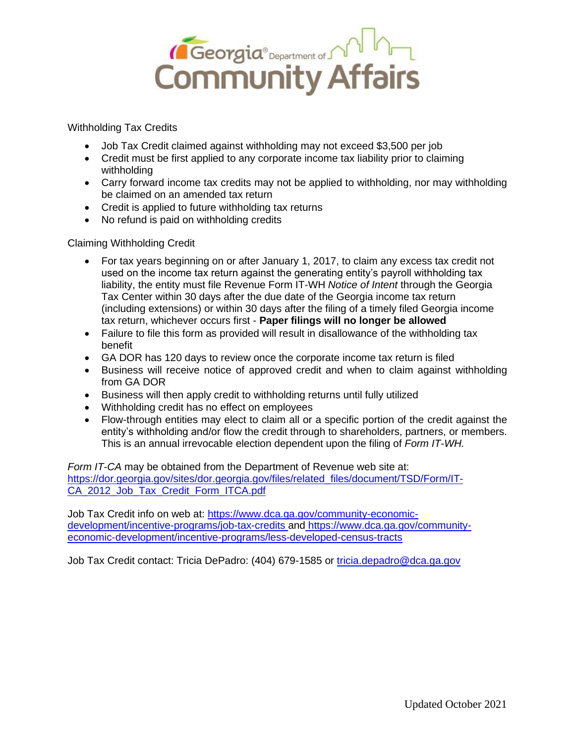Withholding Tax Credits

- Job Tax Credit claimed against withholding may not exceed $3,500 per job
- Credit must be first applied to any corporate income tax liability prior to claiming withholding
- Carry forward income tax credits may not be applied to withholding, nor may withholding be claimed on an amended tax return
- Credit is applied to future withholding tax returns
- No refund is paid on withholding credits

Claiming Withholding Credit

- For tax years beginning on or after January 1, 2017, to claim any excess tax credit not used on the income tax return against the generating entity's payroll withholding tax liability, the entity must file Revenue Form IT-WH *Notice of Intent* through the Georgia Tax Center within 30 days after the due date of the Georgia income tax return (including extensions) or within 30 days after the filing of a timely filed Georgia income tax return, whichever occurs first - **Paper filings will no longer be allowed**
- Failure to file this form as provided will result in disallowance of the withholding tax benefit
- GA DOR has 120 days to review once the corporate income tax return is filed
- Business will receive notice of approved credit and when to claim against withholding from GA DOR
- Business will then apply credit to withholding returns until fully utilized
- Withholding credit has no effect on employees
- Flow-through entities may elect to claim all or a specific portion of the credit against the entity's withholding and/or flow the credit through to shareholders, partners, or members. This is an annual irrevocable election dependent upon the filing of *Form IT-WH.*

*Form IT-CA* may be obtained from the Department of Revenue web site at: https://dor.georgia.gov/sites/dor.georgia.gov/files/related_files/document/TSD/Form/IT-CA_2012_Job_Tax_Credit_Form_ITCA.pdf

Job Tax Credit info on web at: https://www.dca.ga.gov/community-economic-development/incentive-programs/job-tax-credits and https://www.dca.ga.gov/community-economic-development/incentive-programs/less-developed-census-tracts

Job Tax Credit contact: Tricia DePadro: (404) 679-1585 or tricia.depadro@dca.ga.gov

Updated October 2021